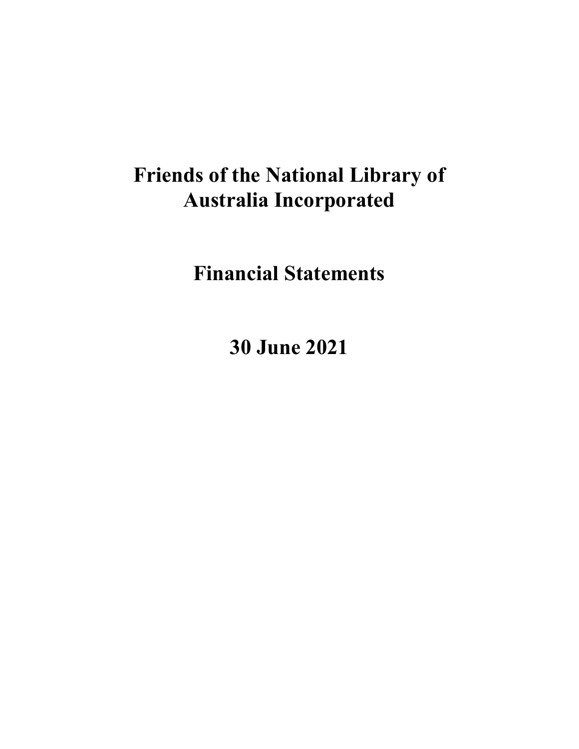# Friends of the National Library of Australia Incorporated

# Financial Statements

# 30 June 2021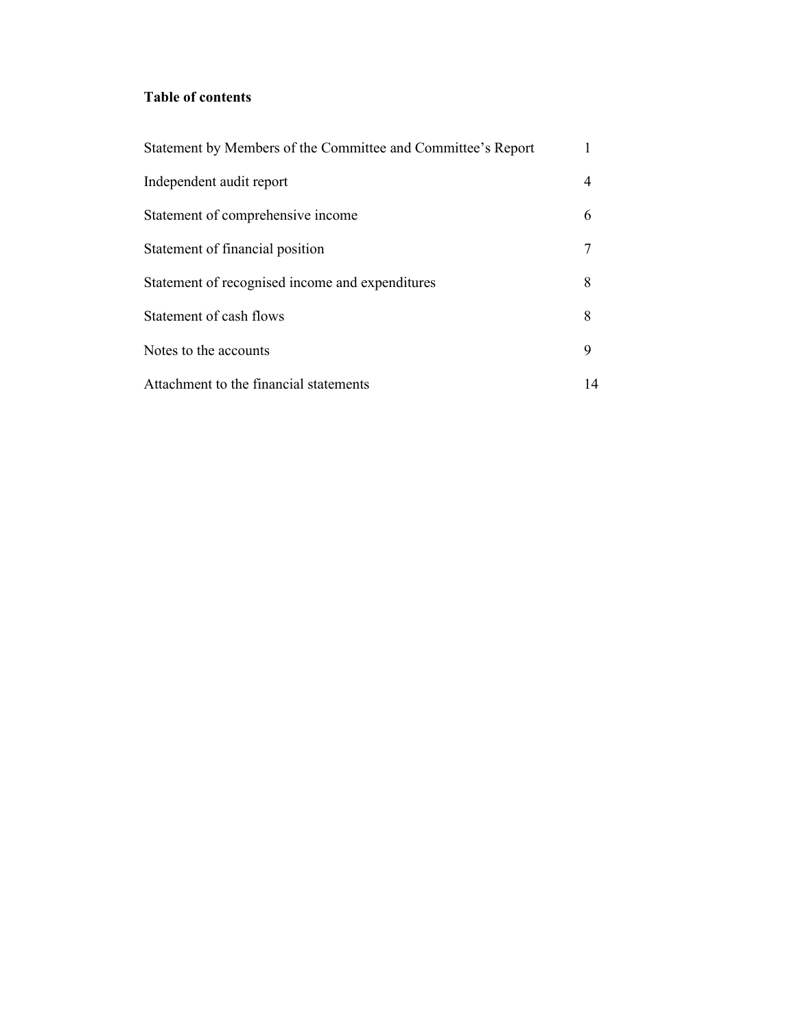**Table of contents**

| | |
|---|---|
| Statement by Members of the Committee and Committee's Report | 1 |
| Independent audit report | 4 |
| Statement of comprehensive income | 6 |
| Statement of financial position | 7 |
| Statement of recognised income and expenditures | 8 |
| Statement of cash flows | 8 |
| Notes to the accounts | 9 |
| Attachment to the financial statements | 14 |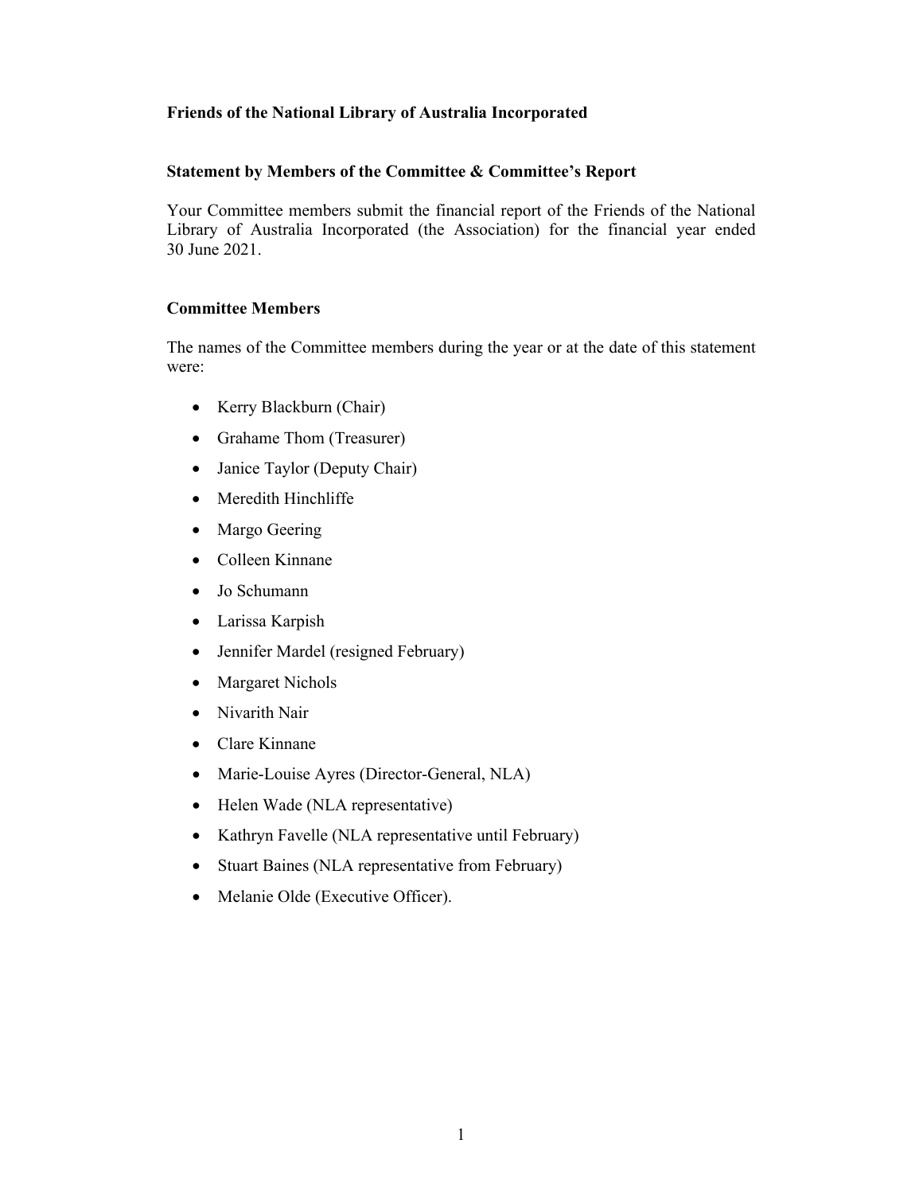**Friends of the National Library of Australia Incorporated**

**Statement by Members of the Committee & Committee's Report**

Your Committee members submit the financial report of the Friends of the National Library of Australia Incorporated (the Association) for the financial year ended 30 June 2021.

**Committee Members**

The names of the Committee members during the year or at the date of this statement were:

- Kerry Blackburn (Chair)
- Grahame Thom (Treasurer)
- Janice Taylor (Deputy Chair)
- Meredith Hinchliffe
- Margo Geering
- Colleen Kinnane
- Jo Schumann
- Larissa Karpish
- Jennifer Mardel (resigned February)
- Margaret Nichols
- Nivarith Nair
- Clare Kinnane
- Marie-Louise Ayres (Director-General, NLA)
- Helen Wade (NLA representative)
- Kathryn Favelle (NLA representative until February)
- Stuart Baines (NLA representative from February)
- Melanie Olde (Executive Officer).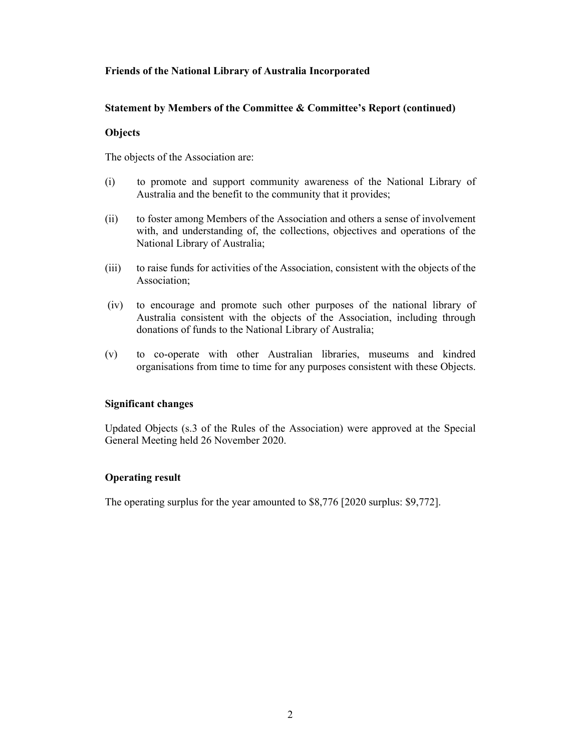**Friends of the National Library of Australia Incorporated**

**Statement by Members of the Committee & Committee's Report (continued)**

**Objects**

The objects of the Association are:

(i) to promote and support community awareness of the National Library of Australia and the benefit to the community that it provides;

(ii) to foster among Members of the Association and others a sense of involvement with, and understanding of, the collections, objectives and operations of the National Library of Australia;

(iii) to raise funds for activities of the Association, consistent with the objects of the Association;

(iv) to encourage and promote such other purposes of the national library of Australia consistent with the objects of the Association, including through donations of funds to the National Library of Australia;

(v) to co-operate with other Australian libraries, museums and kindred organisations from time to time for any purposes consistent with these Objects.

**Significant changes**

Updated Objects (s.3 of the Rules of the Association) were approved at the Special General Meeting held 26 November 2020.

**Operating result**

The operating surplus for the year amounted to $8,776 [2020 surplus: $9,772].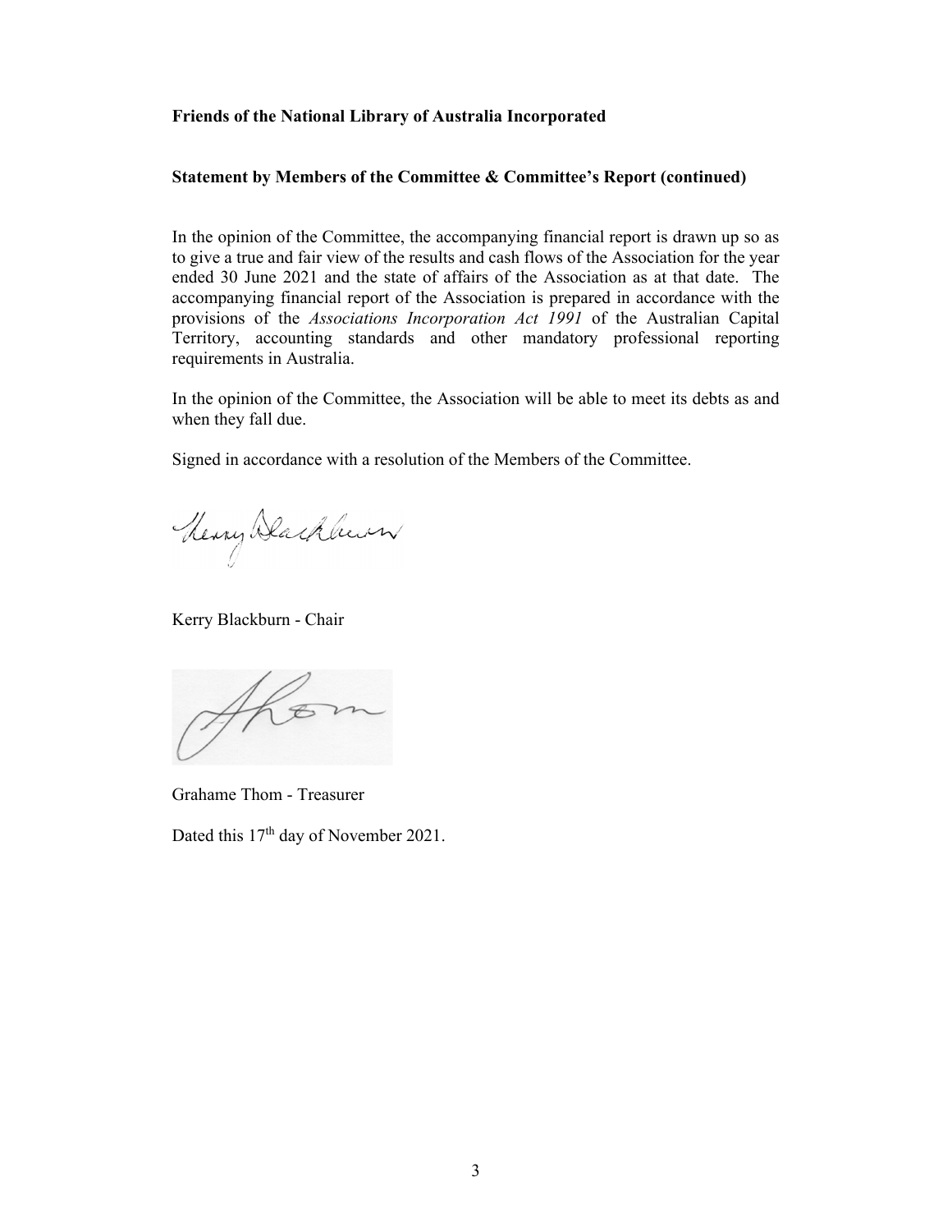**Friends of the National Library of Australia Incorporated**

**Statement by Members of the Committee & Committee's Report (continued)**

In the opinion of the Committee, the accompanying financial report is drawn up so as to give a true and fair view of the results and cash flows of the Association for the year ended 30 June 2021 and the state of affairs of the Association as at that date. The accompanying financial report of the Association is prepared in accordance with the provisions of the *Associations Incorporation Act 1991* of the Australian Capital Territory, accounting standards and other mandatory professional reporting requirements in Australia.

In the opinion of the Committee, the Association will be able to meet its debts as and when they fall due.

Signed in accordance with a resolution of the Members of the Committee.

Kerry Blackburn - Chair

Grahame Thom - Treasurer

Dated this 17th day of November 2021.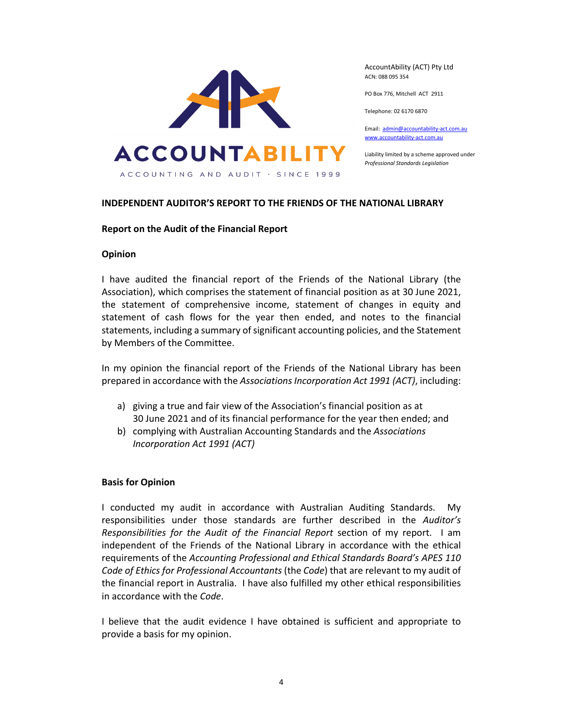ACCOUNTABILITY

ACCOUNTING AND AUDIT · SINCE 1999

AccountAbility (ACT) Pty Ltd
ACN: 088 095 354

PO Box 776, Mitchell ACT 2911

Telephone: 02 6170 6870

Email: admin@accountability-act.com.au
www.accountability-act.com.au

Liability limited by a scheme approved under *Professional Standards Legislation*

**INDEPENDENT AUDITOR'S REPORT TO THE FRIENDS OF THE NATIONAL LIBRARY**

**Report on the Audit of the Financial Report**

**Opinion**

I have audited the financial report of the Friends of the National Library (the Association), which comprises the statement of financial position as at 30 June 2021, the statement of comprehensive income, statement of changes in equity and statement of cash flows for the year then ended, and notes to the financial statements, including a summary of significant accounting policies, and the Statement by Members of the Committee.

In my opinion the financial report of the Friends of the National Library has been prepared in accordance with the *Associations Incorporation Act 1991 (ACT)*, including:

a) giving a true and fair view of the Association's financial position as at 30 June 2021 and of its financial performance for the year then ended; and
b) complying with Australian Accounting Standards and the *Associations Incorporation Act 1991 (ACT)*

**Basis for Opinion**

I conducted my audit in accordance with Australian Auditing Standards. My responsibilities under those standards are further described in the *Auditor's Responsibilities for the Audit of the Financial Report* section of my report. I am independent of the Friends of the National Library in accordance with the ethical requirements of the *Accounting Professional and Ethical Standards Board's APES 110 Code of Ethics for Professional Accountants* (the *Code*) that are relevant to my audit of the financial report in Australia. I have also fulfilled my other ethical responsibilities in accordance with the *Code*.

I believe that the audit evidence I have obtained is sufficient and appropriate to provide a basis for my opinion.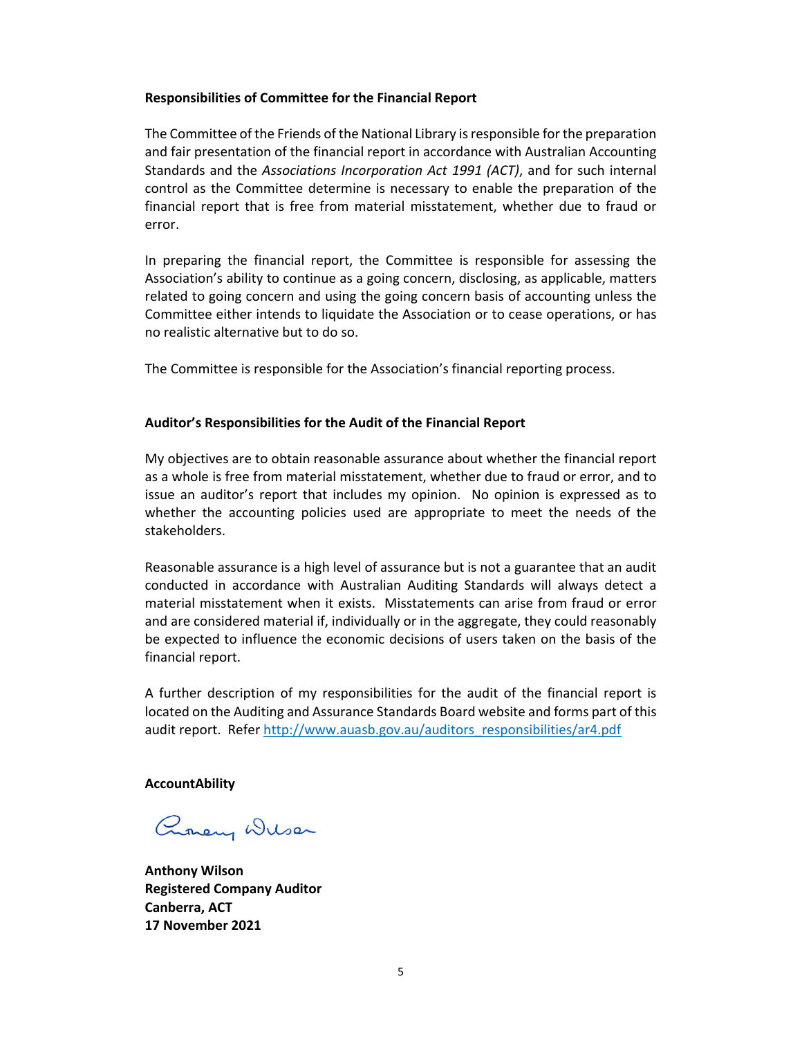**Responsibilities of Committee for the Financial Report**

The Committee of the Friends of the National Library is responsible for the preparation and fair presentation of the financial report in accordance with Australian Accounting Standards and the *Associations Incorporation Act 1991 (ACT)*, and for such internal control as the Committee determine is necessary to enable the preparation of the financial report that is free from material misstatement, whether due to fraud or error.

In preparing the financial report, the Committee is responsible for assessing the Association's ability to continue as a going concern, disclosing, as applicable, matters related to going concern and using the going concern basis of accounting unless the Committee either intends to liquidate the Association or to cease operations, or has no realistic alternative but to do so.

The Committee is responsible for the Association's financial reporting process.

**Auditor's Responsibilities for the Audit of the Financial Report**

My objectives are to obtain reasonable assurance about whether the financial report as a whole is free from material misstatement, whether due to fraud or error, and to issue an auditor's report that includes my opinion. No opinion is expressed as to whether the accounting policies used are appropriate to meet the needs of the stakeholders.

Reasonable assurance is a high level of assurance but is not a guarantee that an audit conducted in accordance with Australian Auditing Standards will always detect a material misstatement when it exists. Misstatements can arise from fraud or error and are considered material if, individually or in the aggregate, they could reasonably be expected to influence the economic decisions of users taken on the basis of the financial report.

A further description of my responsibilities for the audit of the financial report is located on the Auditing and Assurance Standards Board website and forms part of this audit report. Refer http://www.auasb.gov.au/auditors_responsibilities/ar4.pdf

**AccountAbility**

Anthony Wilson

**Anthony Wilson**
**Registered Company Auditor**
**Canberra, ACT**
**17 November 2021**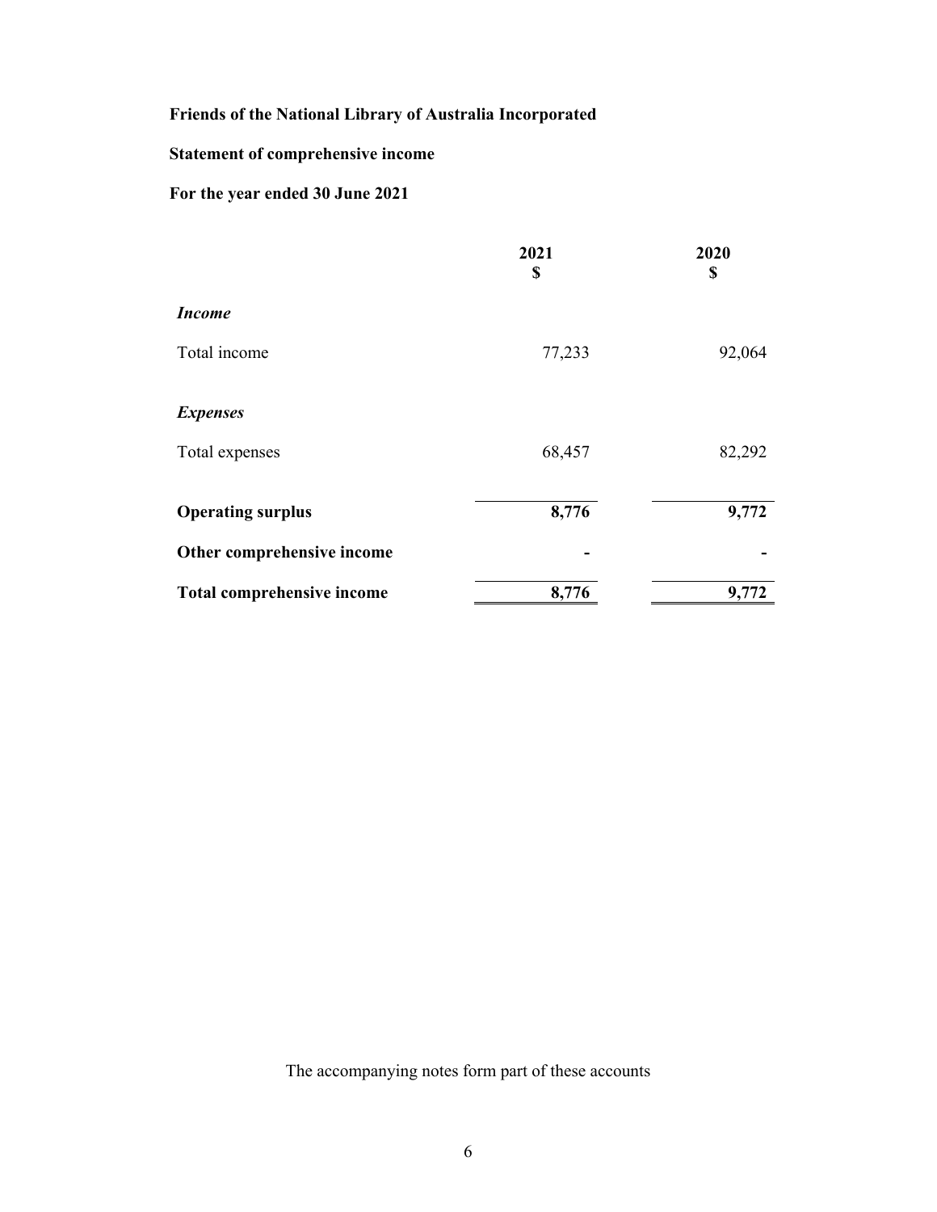**Friends of the National Library of Australia Incorporated**

**Statement of comprehensive income**

**For the year ended 30 June 2021**

| | 2021<br>$ | 2020<br>$ |
|---|---|---|
| ***Income*** | | |
| Total income | 77,233 | 92,064 |
| ***Expenses*** | | |
| Total expenses | 68,457 | 82,292 |
| **Operating surplus** | **8,776** | **9,772** |
| **Other comprehensive income** | **-** | **-** |
| **Total comprehensive income** | **8,776** | **9,772** |

The accompanying notes form part of these accounts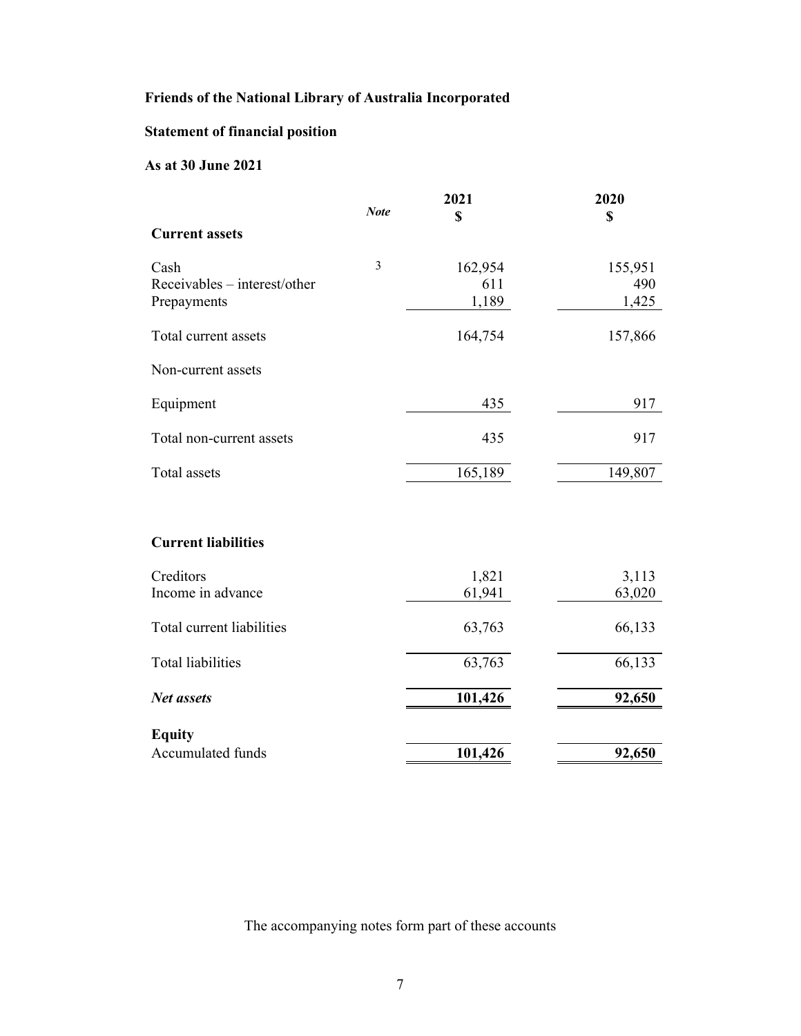**Friends of the National Library of Australia Incorporated**

**Statement of financial position**

**As at 30 June 2021**

| | *Note* | 2021 $ | 2020 $ |
|---|---|---|---|
| **Current assets** | | | |
| Cash | 3 | 162,954 | 155,951 |
| Receivables – interest/other | | 611 | 490 |
| Prepayments | | 1,189 | 1,425 |
| Total current assets | | 164,754 | 157,866 |
| Non-current assets | | | |
| Equipment | | 435 | 917 |
| Total non-current assets | | 435 | 917 |
| Total assets | | 165,189 | 149,807 |
| **Current liabilities** | | | |
| Creditors | | 1,821 | 3,113 |
| Income in advance | | 61,941 | 63,020 |
| Total current liabilities | | 63,763 | 66,133 |
| Total liabilities | | 63,763 | 66,133 |
| ***Net assets*** | | **101,426** | **92,650** |
| **Equity** | | | |
| Accumulated funds | | **101,426** | **92,650** |

The accompanying notes form part of these accounts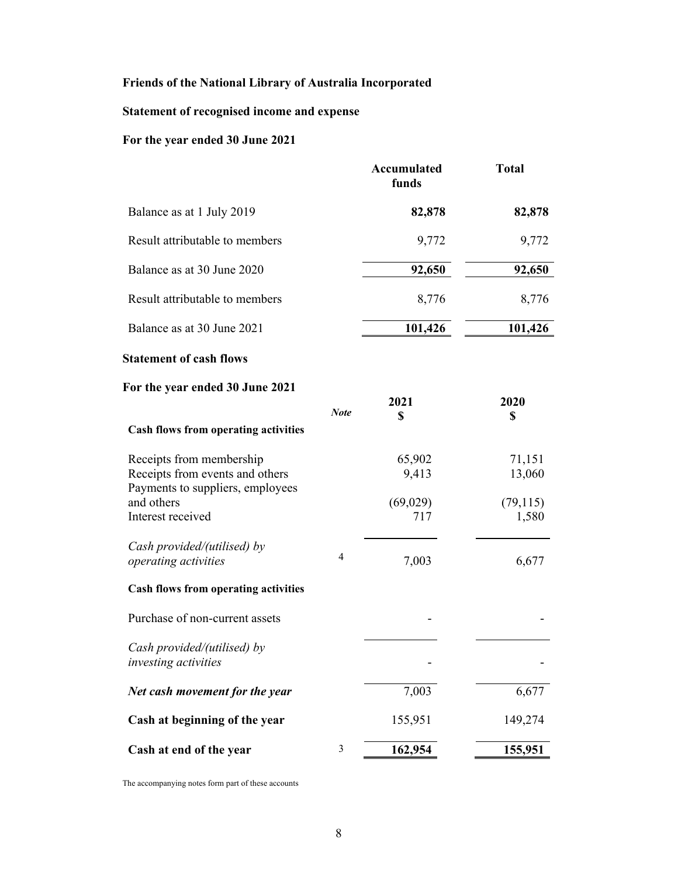**Friends of the National Library of Australia Incorporated**

**Statement of recognised income and expense**

**For the year ended 30 June 2021**

| | Accumulated funds | Total |
|---|---|---|
| Balance as at 1 July 2019 | **82,878** | **82,878** |
| Result attributable to members | 9,772 | 9,772 |
| Balance as at 30 June 2020 | **92,650** | **92,650** |
| Result attributable to members | 8,776 | 8,776 |
| Balance as at 30 June 2021 | **101,426** | **101,426** |

**Statement of cash flows**

**For the year ended 30 June 2021**

| | Note | 2021 $ | 2020 $ |
|---|---|---|---|
| **Cash flows from operating activities** | | | |
| Receipts from membership | | 65,902 | 71,151 |
| Receipts from events and others | | 9,413 | 13,060 |
| Payments to suppliers, employees and others | | (69,029) | (79,115) |
| Interest received | | 717 | 1,580 |
| *Cash provided/(utilised) by operating activities* | 4 | 7,003 | 6,677 |
| **Cash flows from operating activities** | | | |
| Purchase of non-current assets | | - | - |
| *Cash provided/(utilised) by investing activities* | | - | - |
| ***Net cash movement for the year*** | | 7,003 | 6,677 |
| **Cash at beginning of the year** | | 155,951 | 149,274 |
| **Cash at end of the year** | 3 | **162,954** | **155,951** |

The accompanying notes form part of these accounts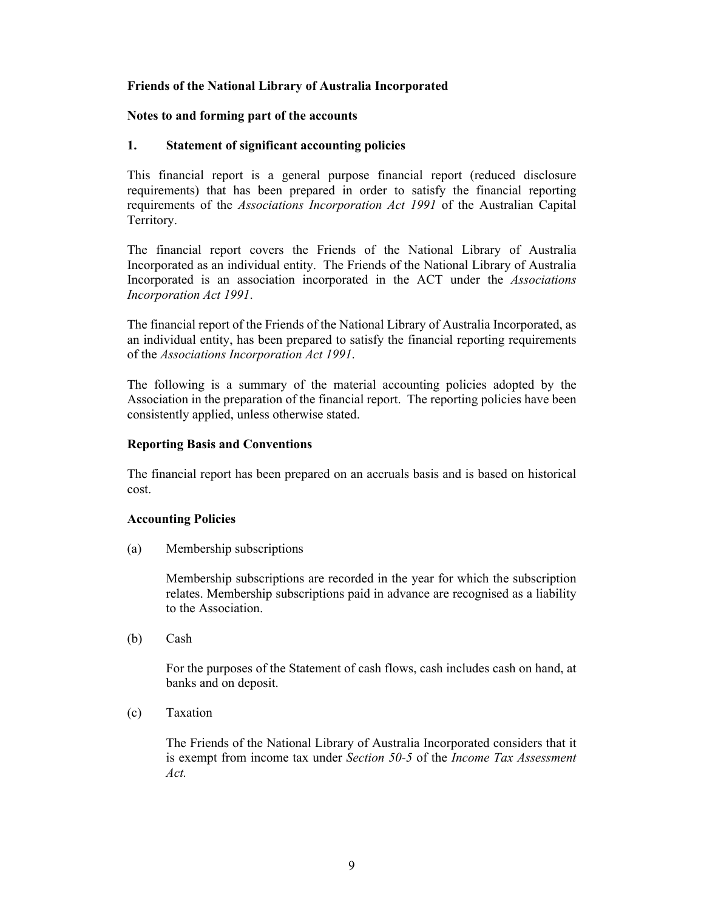**Friends of the National Library of Australia Incorporated**

**Notes to and forming part of the accounts**

**1. Statement of significant accounting policies**

This financial report is a general purpose financial report (reduced disclosure requirements) that has been prepared in order to satisfy the financial reporting requirements of the *Associations Incorporation Act 1991* of the Australian Capital Territory.

The financial report covers the Friends of the National Library of Australia Incorporated as an individual entity. The Friends of the National Library of Australia Incorporated is an association incorporated in the ACT under the *Associations Incorporation Act 1991*.

The financial report of the Friends of the National Library of Australia Incorporated, as an individual entity, has been prepared to satisfy the financial reporting requirements of the *Associations Incorporation Act 1991*.

The following is a summary of the material accounting policies adopted by the Association in the preparation of the financial report. The reporting policies have been consistently applied, unless otherwise stated.

**Reporting Basis and Conventions**

The financial report has been prepared on an accruals basis and is based on historical cost.

**Accounting Policies**

(a) Membership subscriptions

Membership subscriptions are recorded in the year for which the subscription relates. Membership subscriptions paid in advance are recognised as a liability to the Association.

(b) Cash

For the purposes of the Statement of cash flows, cash includes cash on hand, at banks and on deposit.

(c) Taxation

The Friends of the National Library of Australia Incorporated considers that it is exempt from income tax under *Section 50-5* of the *Income Tax Assessment Act.*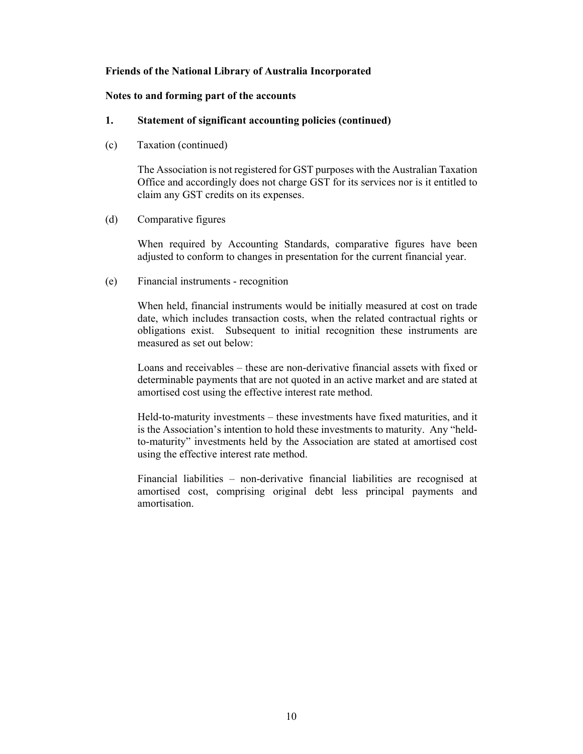**Friends of the National Library of Australia Incorporated**

**Notes to and forming part of the accounts**

**1. Statement of significant accounting policies (continued)**

(c) Taxation (continued)

The Association is not registered for GST purposes with the Australian Taxation Office and accordingly does not charge GST for its services nor is it entitled to claim any GST credits on its expenses.

(d) Comparative figures

When required by Accounting Standards, comparative figures have been adjusted to conform to changes in presentation for the current financial year.

(e) Financial instruments - recognition

When held, financial instruments would be initially measured at cost on trade date, which includes transaction costs, when the related contractual rights or obligations exist. Subsequent to initial recognition these instruments are measured as set out below:

Loans and receivables – these are non-derivative financial assets with fixed or determinable payments that are not quoted in an active market and are stated at amortised cost using the effective interest rate method.

Held-to-maturity investments – these investments have fixed maturities, and it is the Association's intention to hold these investments to maturity. Any "held-to-maturity" investments held by the Association are stated at amortised cost using the effective interest rate method.

Financial liabilities – non-derivative financial liabilities are recognised at amortised cost, comprising original debt less principal payments and amortisation.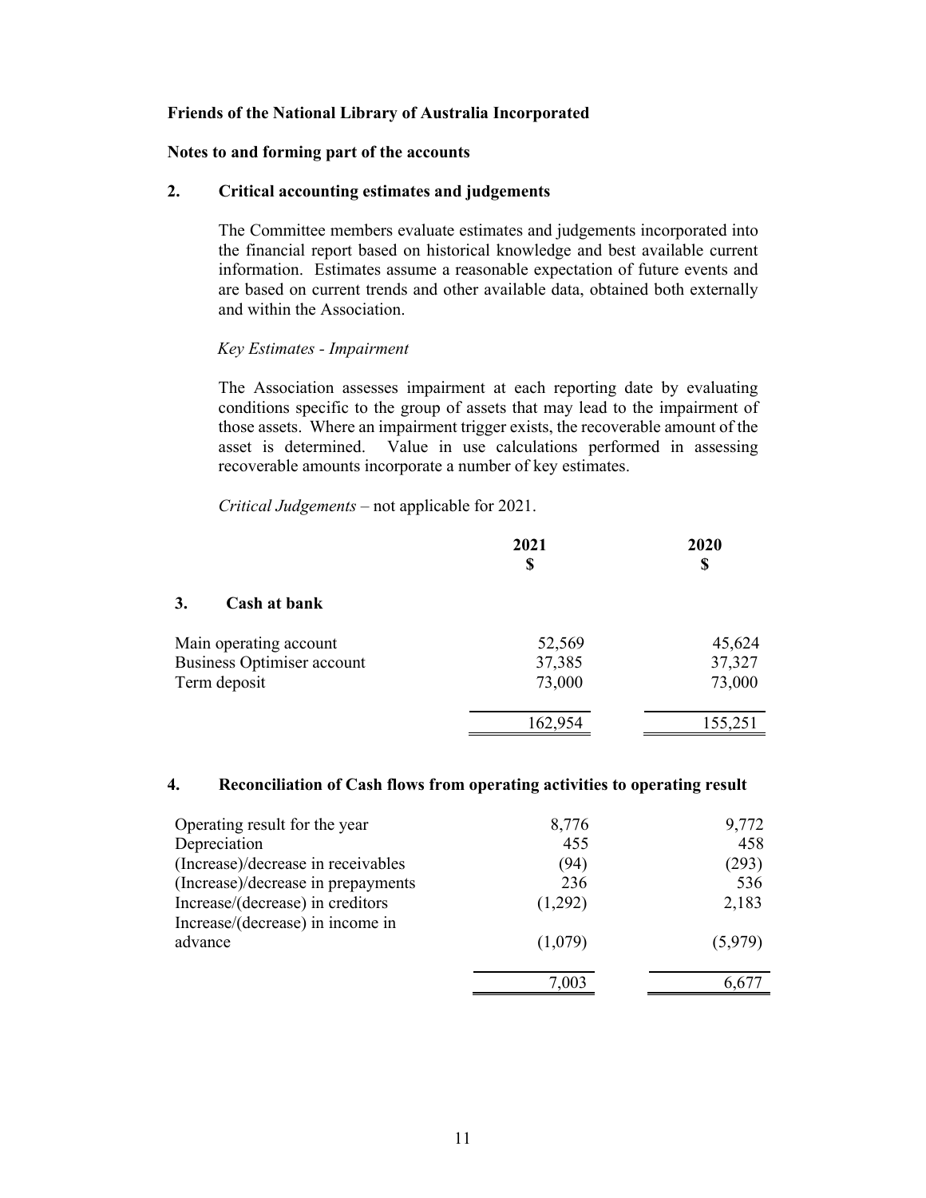**Friends of the National Library of Australia Incorporated**

**Notes to and forming part of the accounts**

## 2. Critical accounting estimates and judgements

The Committee members evaluate estimates and judgements incorporated into the financial report based on historical knowledge and best available current information. Estimates assume a reasonable expectation of future events and are based on current trends and other available data, obtained both externally and within the Association.

*Key Estimates - Impairment*

The Association assesses impairment at each reporting date by evaluating conditions specific to the group of assets that may lead to the impairment of those assets. Where an impairment trigger exists, the recoverable amount of the asset is determined. Value in use calculations performed in assessing recoverable amounts incorporate a number of key estimates.

*Critical Judgements* – not applicable for 2021.

## 3. Cash at bank

| | 2021 $ | 2020 $ |
|---|---|---|
| Main operating account | 52,569 | 45,624 |
| Business Optimiser account | 37,385 | 37,327 |
| Term deposit | 73,000 | 73,000 |
| | 162,954 | 155,251 |

## 4. Reconciliation of Cash flows from operating activities to operating result

| | 2021 $ | 2020 $ |
|---|---|---|
| Operating result for the year | 8,776 | 9,772 |
| Depreciation | 455 | 458 |
| (Increase)/decrease in receivables | (94) | (293) |
| (Increase)/decrease in prepayments | 236 | 536 |
| Increase/(decrease) in creditors | (1,292) | 2,183 |
| Increase/(decrease) in income in advance | (1,079) | (5,979) |
| | 7,003 | 6,677 |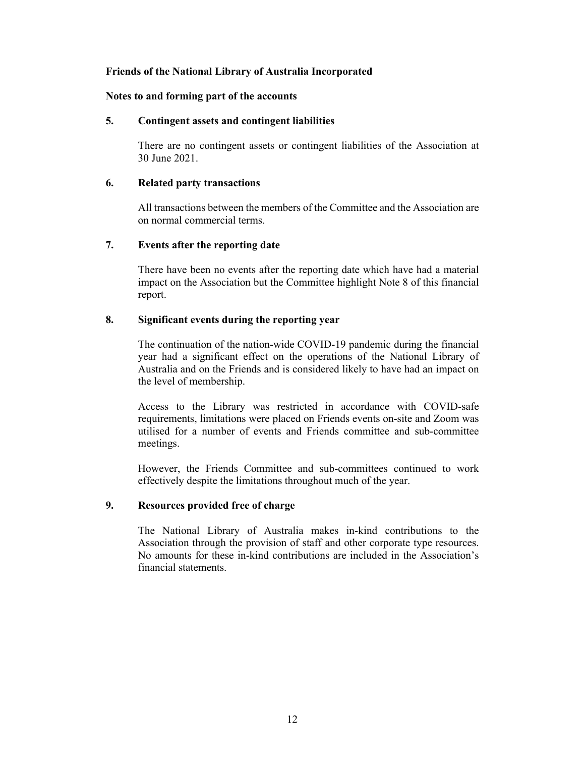**Friends of the National Library of Australia Incorporated**

**Notes to and forming part of the accounts**

## 5. Contingent assets and contingent liabilities

There are no contingent assets or contingent liabilities of the Association at 30 June 2021.

## 6. Related party transactions

All transactions between the members of the Committee and the Association are on normal commercial terms.

## 7. Events after the reporting date

There have been no events after the reporting date which have had a material impact on the Association but the Committee highlight Note 8 of this financial report.

## 8. Significant events during the reporting year

The continuation of the nation-wide COVID-19 pandemic during the financial year had a significant effect on the operations of the National Library of Australia and on the Friends and is considered likely to have had an impact on the level of membership.

Access to the Library was restricted in accordance with COVID-safe requirements, limitations were placed on Friends events on-site and Zoom was utilised for a number of events and Friends committee and sub-committee meetings.

However, the Friends Committee and sub-committees continued to work effectively despite the limitations throughout much of the year.

## 9. Resources provided free of charge

The National Library of Australia makes in-kind contributions to the Association through the provision of staff and other corporate type resources. No amounts for these in-kind contributions are included in the Association's financial statements.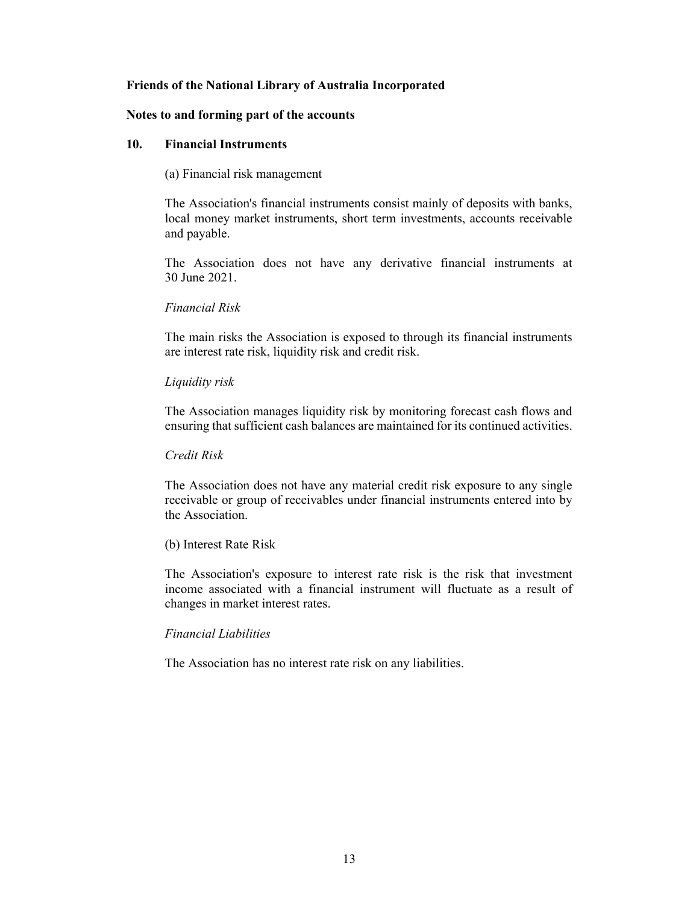**Friends of the National Library of Australia Incorporated**

**Notes to and forming part of the accounts**

## 10. Financial Instruments

(a) Financial risk management

The Association's financial instruments consist mainly of deposits with banks, local money market instruments, short term investments, accounts receivable and payable.

The Association does not have any derivative financial instruments at 30 June 2021.

*Financial Risk*

The main risks the Association is exposed to through its financial instruments are interest rate risk, liquidity risk and credit risk.

*Liquidity risk*

The Association manages liquidity risk by monitoring forecast cash flows and ensuring that sufficient cash balances are maintained for its continued activities.

*Credit Risk*

The Association does not have any material credit risk exposure to any single receivable or group of receivables under financial instruments entered into by the Association.

(b) Interest Rate Risk

The Association's exposure to interest rate risk is the risk that investment income associated with a financial instrument will fluctuate as a result of changes in market interest rates.

*Financial Liabilities*

The Association has no interest rate risk on any liabilities.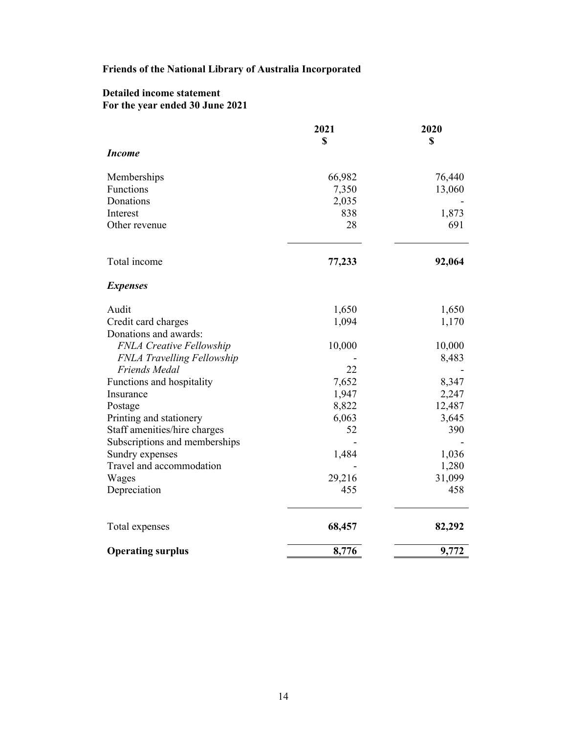**Friends of the National Library of Australia Incorporated**

**Detailed income statement**
**For the year ended 30 June 2021**

| | 2021 $ | 2020 $ |
|---|---|---|
| ***Income*** | | |
| Memberships | 66,982 | 76,440 |
| Functions | 7,350 | 13,060 |
| Donations | 2,035 | - |
| Interest | 838 | 1,873 |
| Other revenue | 28 | 691 |
| Total income | **77,233** | **92,064** |
| ***Expenses*** | | |
| Audit | 1,650 | 1,650 |
| Credit card charges | 1,094 | 1,170 |
| Donations and awards: | | |
| *FNLA Creative Fellowship* | 10,000 | 10,000 |
| *FNLA Travelling Fellowship* | - | 8,483 |
| *Friends Medal* | 22 | - |
| Functions and hospitality | 7,652 | 8,347 |
| Insurance | 1,947 | 2,247 |
| Postage | 8,822 | 12,487 |
| Printing and stationery | 6,063 | 3,645 |
| Staff amenities/hire charges | 52 | 390 |
| Subscriptions and memberships | - | - |
| Sundry expenses | 1,484 | 1,036 |
| Travel and accommodation | - | 1,280 |
| Wages | 29,216 | 31,099 |
| Depreciation | 455 | 458 |
| Total expenses | **68,457** | **82,292** |
| **Operating surplus** | **8,776** | **9,772** |